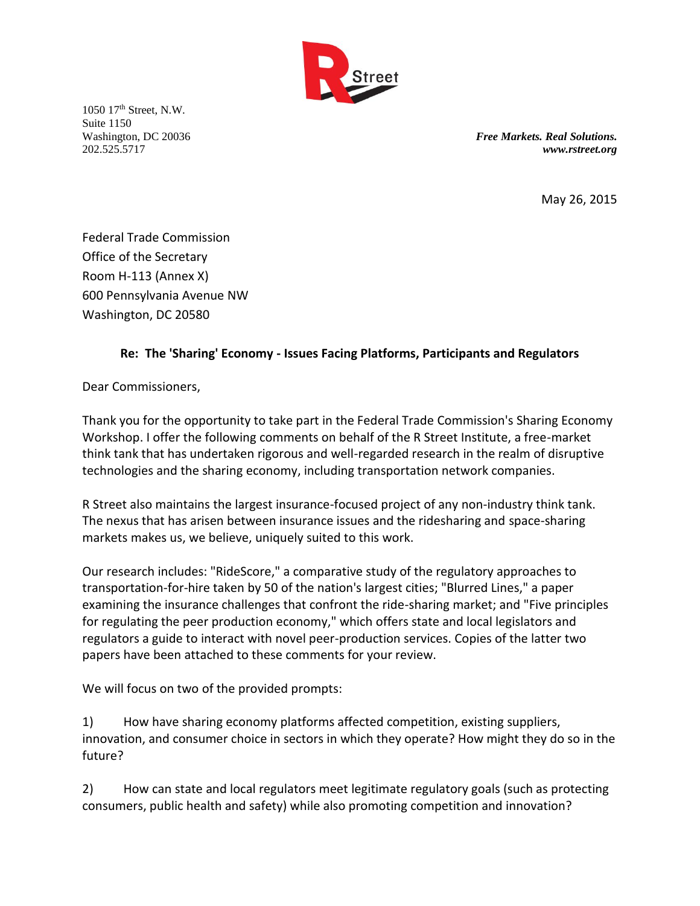R Street

1050 17th Street, N.W.
Suite 1150
Washington, DC 20036
202.525.5717

***Free Markets. Real Solutions.***
***www.rstreet.org***

May 26, 2015

Federal Trade Commission
Office of the Secretary
Room H-113 (Annex X)
600 Pennsylvania Avenue NW
Washington, DC 20580

**Re: The 'Sharing' Economy - Issues Facing Platforms, Participants and Regulators**

Dear Commissioners,

Thank you for the opportunity to take part in the Federal Trade Commission's Sharing Economy Workshop. I offer the following comments on behalf of the R Street Institute, a free-market think tank that has undertaken rigorous and well-regarded research in the realm of disruptive technologies and the sharing economy, including transportation network companies.

R Street also maintains the largest insurance-focused project of any non-industry think tank. The nexus that has arisen between insurance issues and the ridesharing and space-sharing markets makes us, we believe, uniquely suited to this work.

Our research includes: "RideScore," a comparative study of the regulatory approaches to transportation-for-hire taken by 50 of the nation's largest cities; "Blurred Lines," a paper examining the insurance challenges that confront the ride-sharing market; and "Five principles for regulating the peer production economy," which offers state and local legislators and regulators a guide to interact with novel peer-production services. Copies of the latter two papers have been attached to these comments for your review.

We will focus on two of the provided prompts:

1) How have sharing economy platforms affected competition, existing suppliers, innovation, and consumer choice in sectors in which they operate? How might they do so in the future?

2) How can state and local regulators meet legitimate regulatory goals (such as protecting consumers, public health and safety) while also promoting competition and innovation?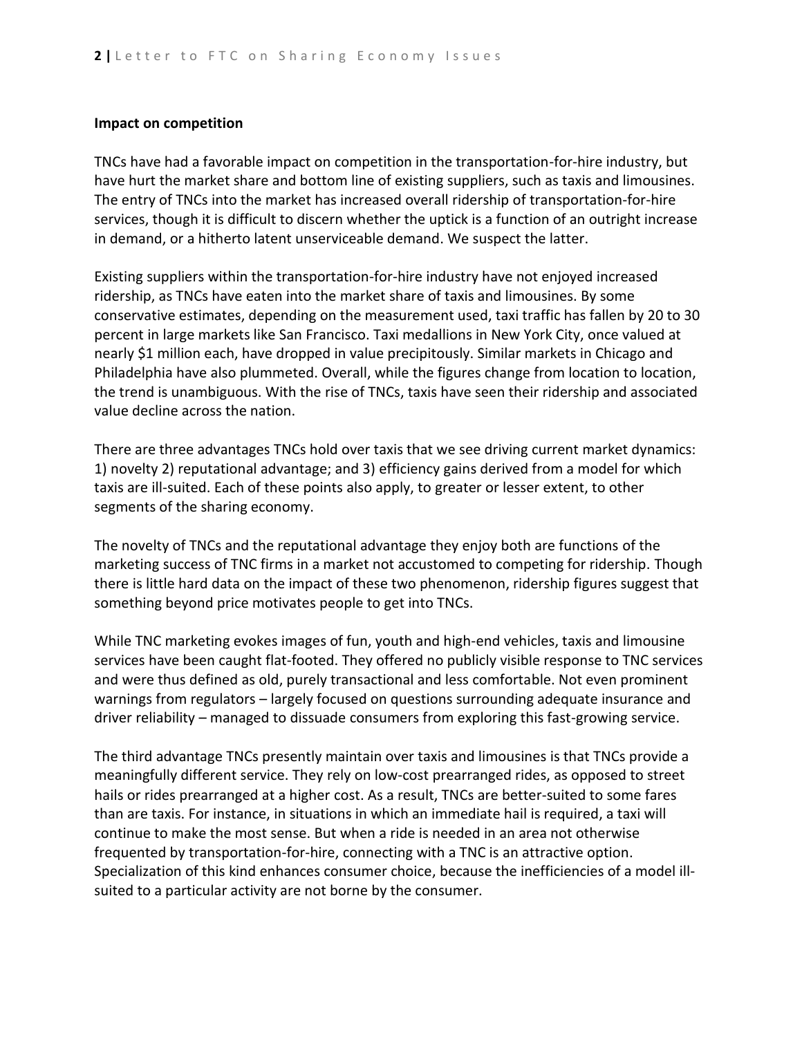**Impact on competition**

TNCs have had a favorable impact on competition in the transportation-for-hire industry, but have hurt the market share and bottom line of existing suppliers, such as taxis and limousines. The entry of TNCs into the market has increased overall ridership of transportation-for-hire services, though it is difficult to discern whether the uptick is a function of an outright increase in demand, or a hitherto latent unserviceable demand. We suspect the latter.

Existing suppliers within the transportation-for-hire industry have not enjoyed increased ridership, as TNCs have eaten into the market share of taxis and limousines. By some conservative estimates, depending on the measurement used, taxi traffic has fallen by 20 to 30 percent in large markets like San Francisco. Taxi medallions in New York City, once valued at nearly $1 million each, have dropped in value precipitously. Similar markets in Chicago and Philadelphia have also plummeted. Overall, while the figures change from location to location, the trend is unambiguous. With the rise of TNCs, taxis have seen their ridership and associated value decline across the nation.

There are three advantages TNCs hold over taxis that we see driving current market dynamics: 1) novelty 2) reputational advantage; and 3) efficiency gains derived from a model for which taxis are ill-suited. Each of these points also apply, to greater or lesser extent, to other segments of the sharing economy.

The novelty of TNCs and the reputational advantage they enjoy both are functions of the marketing success of TNC firms in a market not accustomed to competing for ridership. Though there is little hard data on the impact of these two phenomenon, ridership figures suggest that something beyond price motivates people to get into TNCs.

While TNC marketing evokes images of fun, youth and high-end vehicles, taxis and limousine services have been caught flat-footed. They offered no publicly visible response to TNC services and were thus defined as old, purely transactional and less comfortable. Not even prominent warnings from regulators – largely focused on questions surrounding adequate insurance and driver reliability – managed to dissuade consumers from exploring this fast-growing service.

The third advantage TNCs presently maintain over taxis and limousines is that TNCs provide a meaningfully different service. They rely on low-cost prearranged rides, as opposed to street hails or rides prearranged at a higher cost. As a result, TNCs are better-suited to some fares than are taxis. For instance, in situations in which an immediate hail is required, a taxi will continue to make the most sense. But when a ride is needed in an area not otherwise frequented by transportation-for-hire, connecting with a TNC is an attractive option. Specialization of this kind enhances consumer choice, because the inefficiencies of a model ill-suited to a particular activity are not borne by the consumer.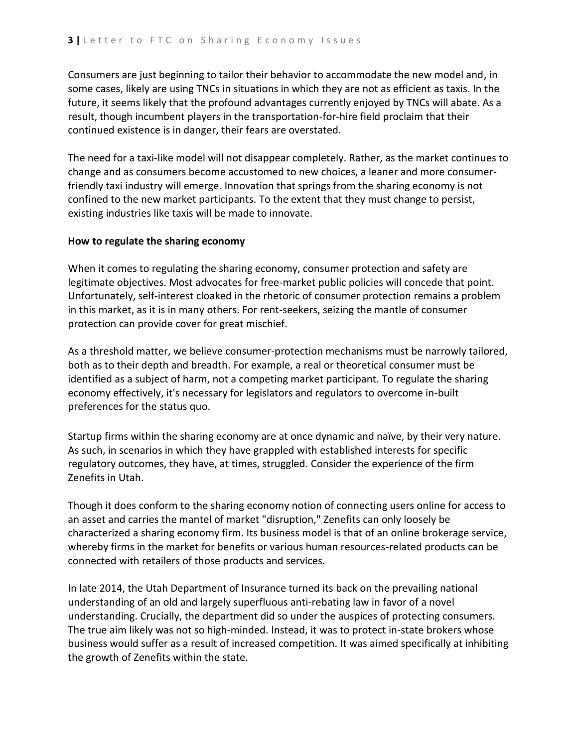Consumers are just beginning to tailor their behavior to accommodate the new model and, in some cases, likely are using TNCs in situations in which they are not as efficient as taxis. In the future, it seems likely that the profound advantages currently enjoyed by TNCs will abate. As a result, though incumbent players in the transportation-for-hire field proclaim that their continued existence is in danger, their fears are overstated.

The need for a taxi-like model will not disappear completely. Rather, as the market continues to change and as consumers become accustomed to new choices, a leaner and more consumer-friendly taxi industry will emerge. Innovation that springs from the sharing economy is not confined to the new market participants. To the extent that they must change to persist, existing industries like taxis will be made to innovate.

**How to regulate the sharing economy**

When it comes to regulating the sharing economy, consumer protection and safety are legitimate objectives. Most advocates for free-market public policies will concede that point. Unfortunately, self-interest cloaked in the rhetoric of consumer protection remains a problem in this market, as it is in many others. For rent-seekers, seizing the mantle of consumer protection can provide cover for great mischief.

As a threshold matter, we believe consumer-protection mechanisms must be narrowly tailored, both as to their depth and breadth. For example, a real or theoretical consumer must be identified as a subject of harm, not a competing market participant. To regulate the sharing economy effectively, it's necessary for legislators and regulators to overcome in-built preferences for the status quo.

Startup firms within the sharing economy are at once dynamic and naïve, by their very nature. As such, in scenarios in which they have grappled with established interests for specific regulatory outcomes, they have, at times, struggled. Consider the experience of the firm Zenefits in Utah.

Though it does conform to the sharing economy notion of connecting users online for access to an asset and carries the mantel of market "disruption," Zenefits can only loosely be characterized a sharing economy firm. Its business model is that of an online brokerage service, whereby firms in the market for benefits or various human resources-related products can be connected with retailers of those products and services.

In late 2014, the Utah Department of Insurance turned its back on the prevailing national understanding of an old and largely superfluous anti-rebating law in favor of a novel understanding. Crucially, the department did so under the auspices of protecting consumers. The true aim likely was not so high-minded. Instead, it was to protect in-state brokers whose business would suffer as a result of increased competition. It was aimed specifically at inhibiting the growth of Zenefits within the state.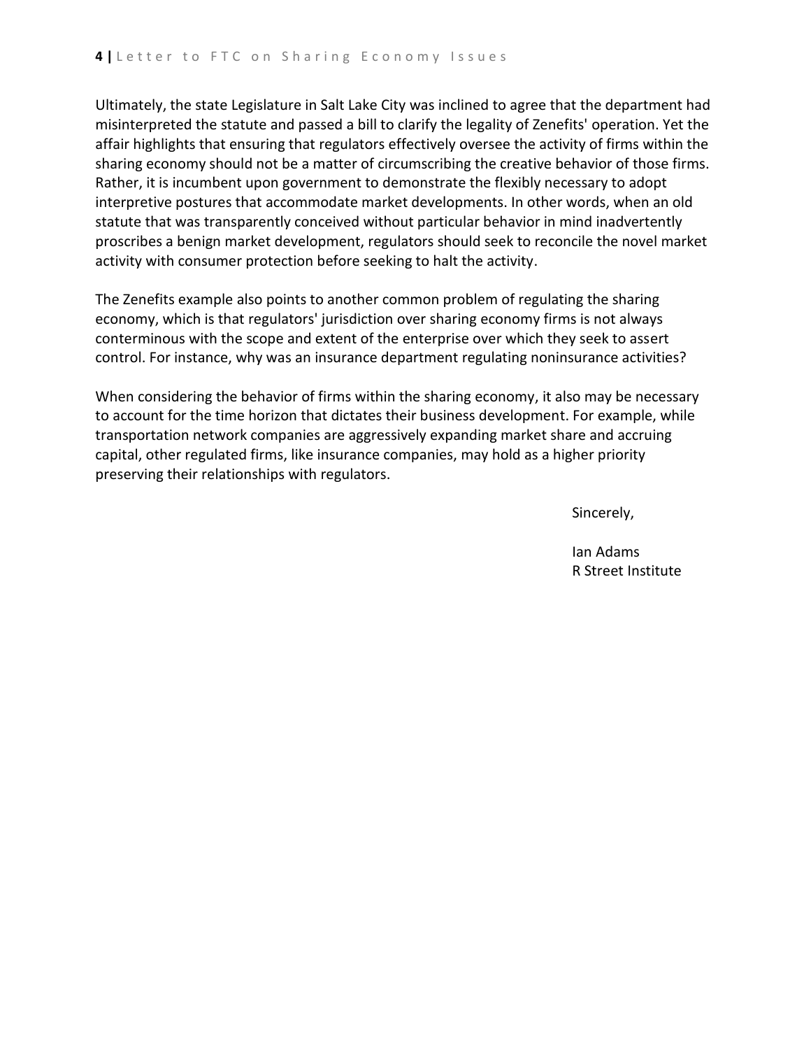Ultimately, the state Legislature in Salt Lake City was inclined to agree that the department had misinterpreted the statute and passed a bill to clarify the legality of Zenefits' operation. Yet the affair highlights that ensuring that regulators effectively oversee the activity of firms within the sharing economy should not be a matter of circumscribing the creative behavior of those firms. Rather, it is incumbent upon government to demonstrate the flexibly necessary to adopt interpretive postures that accommodate market developments. In other words, when an old statute that was transparently conceived without particular behavior in mind inadvertently proscribes a benign market development, regulators should seek to reconcile the novel market activity with consumer protection before seeking to halt the activity.

The Zenefits example also points to another common problem of regulating the sharing economy, which is that regulators' jurisdiction over sharing economy firms is not always conterminous with the scope and extent of the enterprise over which they seek to assert control. For instance, why was an insurance department regulating noninsurance activities?

When considering the behavior of firms within the sharing economy, it also may be necessary to account for the time horizon that dictates their business development. For example, while transportation network companies are aggressively expanding market share and accruing capital, other regulated firms, like insurance companies, may hold as a higher priority preserving their relationships with regulators.

Sincerely,

Ian Adams
R Street Institute